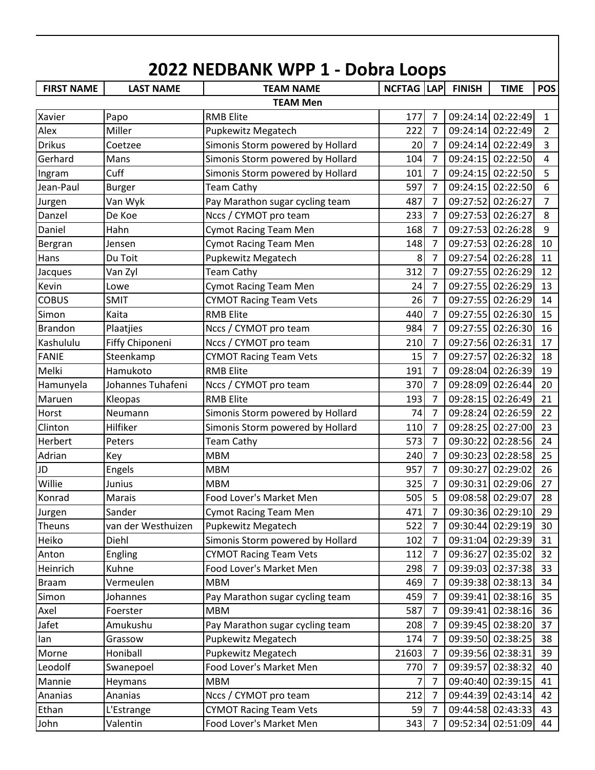# 2022 NEDBANK WPP 1 - Dobra Loops

| FIRST NAME | LAST NAME | TEAM NAME | NCFTAG | LAP | FINISH | TIME | POS |
|---|---|---|---|---|---|---|---|
| | | TEAM Men | | | | | |
| Xavier | Papo | RMB Elite | 177 | 7 | 09:24:14 | 02:22:49 | 1 |
| Alex | Miller | Pupkewitz Megatech | 222 | 7 | 09:24:14 | 02:22:49 | 2 |
| Drikus | Coetzee | Simonis Storm powered by Hollard | 20 | 7 | 09:24:14 | 02:22:49 | 3 |
| Gerhard | Mans | Simonis Storm powered by Hollard | 104 | 7 | 09:24:15 | 02:22:50 | 4 |
| Ingram | Cuff | Simonis Storm powered by Hollard | 101 | 7 | 09:24:15 | 02:22:50 | 5 |
| Jean-Paul | Burger | Team Cathy | 597 | 7 | 09:24:15 | 02:22:50 | 6 |
| Jurgen | Van Wyk | Pay Marathon sugar cycling team | 487 | 7 | 09:27:52 | 02:26:27 | 7 |
| Danzel | De Koe | Nccs / CYMOT pro team | 233 | 7 | 09:27:53 | 02:26:27 | 8 |
| Daniel | Hahn | Cymot Racing Team Men | 168 | 7 | 09:27:53 | 02:26:28 | 9 |
| Bergran | Jensen | Cymot Racing Team Men | 148 | 7 | 09:27:53 | 02:26:28 | 10 |
| Hans | Du Toit | Pupkewitz Megatech | 8 | 7 | 09:27:54 | 02:26:28 | 11 |
| Jacques | Van Zyl | Team Cathy | 312 | 7 | 09:27:55 | 02:26:29 | 12 |
| Kevin | Lowe | Cymot Racing Team Men | 24 | 7 | 09:27:55 | 02:26:29 | 13 |
| COBUS | SMIT | CYMOT Racing Team Vets | 26 | 7 | 09:27:55 | 02:26:29 | 14 |
| Simon | Kaita | RMB Elite | 440 | 7 | 09:27:55 | 02:26:30 | 15 |
| Brandon | Plaatjies | Nccs / CYMOT pro team | 984 | 7 | 09:27:55 | 02:26:30 | 16 |
| Kashululu | Fiffy Chiponeni | Nccs / CYMOT pro team | 210 | 7 | 09:27:56 | 02:26:31 | 17 |
| FANIE | Steenkamp | CYMOT Racing Team Vets | 15 | 7 | 09:27:57 | 02:26:32 | 18 |
| Melki | Hamukoto | RMB Elite | 191 | 7 | 09:28:04 | 02:26:39 | 19 |
| Hamunyela | Johannes Tuhafeni | Nccs / CYMOT pro team | 370 | 7 | 09:28:09 | 02:26:44 | 20 |
| Maruen | Kleopas | RMB Elite | 193 | 7 | 09:28:15 | 02:26:49 | 21 |
| Horst | Neumann | Simonis Storm powered by Hollard | 74 | 7 | 09:28:24 | 02:26:59 | 22 |
| Clinton | Hilfiker | Simonis Storm powered by Hollard | 110 | 7 | 09:28:25 | 02:27:00 | 23 |
| Herbert | Peters | Team Cathy | 573 | 7 | 09:30:22 | 02:28:56 | 24 |
| Adrian | Key | MBM | 240 | 7 | 09:30:23 | 02:28:58 | 25 |
| JD | Engels | MBM | 957 | 7 | 09:30:27 | 02:29:02 | 26 |
| Willie | Junius | MBM | 325 | 7 | 09:30:31 | 02:29:06 | 27 |
| Konrad | Marais | Food Lover's Market Men | 505 | 5 | 09:08:58 | 02:29:07 | 28 |
| Jurgen | Sander | Cymot Racing Team Men | 471 | 7 | 09:30:36 | 02:29:10 | 29 |
| Theuns | van der Westhuizen | Pupkewitz Megatech | 522 | 7 | 09:30:44 | 02:29:19 | 30 |
| Heiko | Diehl | Simonis Storm powered by Hollard | 102 | 7 | 09:31:04 | 02:29:39 | 31 |
| Anton | Engling | CYMOT Racing Team Vets | 112 | 7 | 09:36:27 | 02:35:02 | 32 |
| Heinrich | Kuhne | Food Lover's Market Men | 298 | 7 | 09:39:03 | 02:37:38 | 33 |
| Braam | Vermeulen | MBM | 469 | 7 | 09:39:38 | 02:38:13 | 34 |
| Simon | Johannes | Pay Marathon sugar cycling team | 459 | 7 | 09:39:41 | 02:38:16 | 35 |
| Axel | Foerster | MBM | 587 | 7 | 09:39:41 | 02:38:16 | 36 |
| Jafet | Amukushu | Pay Marathon sugar cycling team | 208 | 7 | 09:39:45 | 02:38:20 | 37 |
| Ian | Grassow | Pupkewitz Megatech | 174 | 7 | 09:39:50 | 02:38:25 | 38 |
| Morne | Honiball | Pupkewitz Megatech | 21603 | 7 | 09:39:56 | 02:38:31 | 39 |
| Leodolf | Swanepoel | Food Lover's Market Men | 770 | 7 | 09:39:57 | 02:38:32 | 40 |
| Mannie | Heymans | MBM | 7 | 7 | 09:40:40 | 02:39:15 | 41 |
| Ananias | Ananias | Nccs / CYMOT pro team | 212 | 7 | 09:44:39 | 02:43:14 | 42 |
| Ethan | L'Estrange | CYMOT Racing Team Vets | 59 | 7 | 09:44:58 | 02:43:33 | 43 |
| John | Valentin | Food Lover's Market Men | 343 | 7 | 09:52:34 | 02:51:09 | 44 |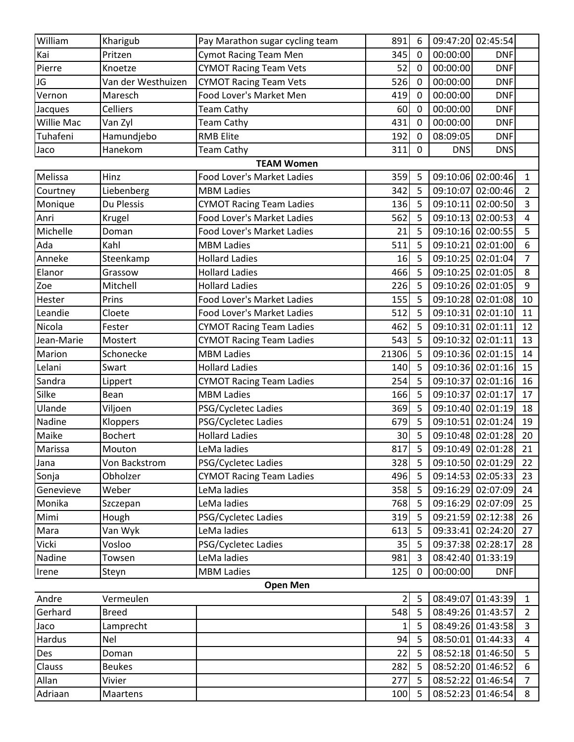| | | | | | | | |
|---|---|---|---|---|---|---|---|
| William | Kharigub | Pay Marathon sugar cycling team | 891 | 6 | 09:47:20 | 02:45:54 | |
| Kai | Pritzen | Cymot Racing Team Men | 345 | 0 | 00:00:00 | DNF | |
| Pierre | Knoetze | CYMOT Racing Team Vets | 52 | 0 | 00:00:00 | DNF | |
| JG | Van der Westhuizen | CYMOT Racing Team Vets | 526 | 0 | 00:00:00 | DNF | |
| Vernon | Maresch | Food Lover's Market Men | 419 | 0 | 00:00:00 | DNF | |
| Jacques | Celliers | Team Cathy | 60 | 0 | 00:00:00 | DNF | |
| Willie Mac | Van Zyl | Team Cathy | 431 | 0 | 00:00:00 | DNF | |
| Tuhafeni | Hamundjebo | RMB Elite | 192 | 0 | 08:09:05 | DNF | |
| Jaco | Hanekom | Team Cathy | 311 | 0 | DNS | DNS | |
| | | **TEAM Women** | | | | | |
| Melissa | Hinz | Food Lover's Market Ladies | 359 | 5 | 09:10:06 | 02:00:46 | 1 |
| Courtney | Liebenberg | MBM Ladies | 342 | 5 | 09:10:07 | 02:00:46 | 2 |
| Monique | Du Plessis | CYMOT Racing Team Ladies | 136 | 5 | 09:10:11 | 02:00:50 | 3 |
| Anri | Krugel | Food Lover's Market Ladies | 562 | 5 | 09:10:13 | 02:00:53 | 4 |
| Michelle | Doman | Food Lover's Market Ladies | 21 | 5 | 09:10:16 | 02:00:55 | 5 |
| Ada | Kahl | MBM Ladies | 511 | 5 | 09:10:21 | 02:01:00 | 6 |
| Anneke | Steenkamp | Hollard Ladies | 16 | 5 | 09:10:25 | 02:01:04 | 7 |
| Elanor | Grassow | Hollard Ladies | 466 | 5 | 09:10:25 | 02:01:05 | 8 |
| Zoe | Mitchell | Hollard Ladies | 226 | 5 | 09:10:26 | 02:01:05 | 9 |
| Hester | Prins | Food Lover's Market Ladies | 155 | 5 | 09:10:28 | 02:01:08 | 10 |
| Leandie | Cloete | Food Lover's Market Ladies | 512 | 5 | 09:10:31 | 02:01:10 | 11 |
| Nicola | Fester | CYMOT Racing Team Ladies | 462 | 5 | 09:10:31 | 02:01:11 | 12 |
| Jean-Marie | Mostert | CYMOT Racing Team Ladies | 543 | 5 | 09:10:32 | 02:01:11 | 13 |
| Marion | Schonecke | MBM Ladies | 21306 | 5 | 09:10:36 | 02:01:15 | 14 |
| Lelani | Swart | Hollard Ladies | 140 | 5 | 09:10:36 | 02:01:16 | 15 |
| Sandra | Lippert | CYMOT Racing Team Ladies | 254 | 5 | 09:10:37 | 02:01:16 | 16 |
| Silke | Bean | MBM Ladies | 166 | 5 | 09:10:37 | 02:01:17 | 17 |
| Ulande | Viljoen | PSG/Cycletec Ladies | 369 | 5 | 09:10:40 | 02:01:19 | 18 |
| Nadine | Kloppers | PSG/Cycletec Ladies | 679 | 5 | 09:10:51 | 02:01:24 | 19 |
| Maike | Bochert | Hollard Ladies | 30 | 5 | 09:10:48 | 02:01:28 | 20 |
| Marissa | Mouton | LeMa ladies | 817 | 5 | 09:10:49 | 02:01:28 | 21 |
| Jana | Von Backstrom | PSG/Cycletec Ladies | 328 | 5 | 09:10:50 | 02:01:29 | 22 |
| Sonja | Obholzer | CYMOT Racing Team Ladies | 496 | 5 | 09:14:53 | 02:05:33 | 23 |
| Genevieve | Weber | LeMa ladies | 358 | 5 | 09:16:29 | 02:07:09 | 24 |
| Monika | Szczepan | LeMa ladies | 768 | 5 | 09:16:29 | 02:07:09 | 25 |
| Mimi | Hough | PSG/Cycletec Ladies | 319 | 5 | 09:21:59 | 02:12:38 | 26 |
| Mara | Van Wyk | LeMa ladies | 613 | 5 | 09:33:41 | 02:24:20 | 27 |
| Vicki | Vosloo | PSG/Cycletec Ladies | 35 | 5 | 09:37:38 | 02:28:17 | 28 |
| Nadine | Towsen | LeMa ladies | 981 | 3 | 08:42:40 | 01:33:19 | |
| Irene | Steyn | MBM Ladies | 125 | 0 | 00:00:00 | DNF | |
| | | **Open Men** | | | | | |
| Andre | Vermeulen | | 2 | 5 | 08:49:07 | 01:43:39 | 1 |
| Gerhard | Breed | | 548 | 5 | 08:49:26 | 01:43:57 | 2 |
| Jaco | Lamprecht | | 1 | 5 | 08:49:26 | 01:43:58 | 3 |
| Hardus | Nel | | 94 | 5 | 08:50:01 | 01:44:33 | 4 |
| Des | Doman | | 22 | 5 | 08:52:18 | 01:46:50 | 5 |
| Clauss | Beukes | | 282 | 5 | 08:52:20 | 01:46:52 | 6 |
| Allan | Vivier | | 277 | 5 | 08:52:22 | 01:46:54 | 7 |
| Adriaan | Maartens | | 100 | 5 | 08:52:23 | 01:46:54 | 8 |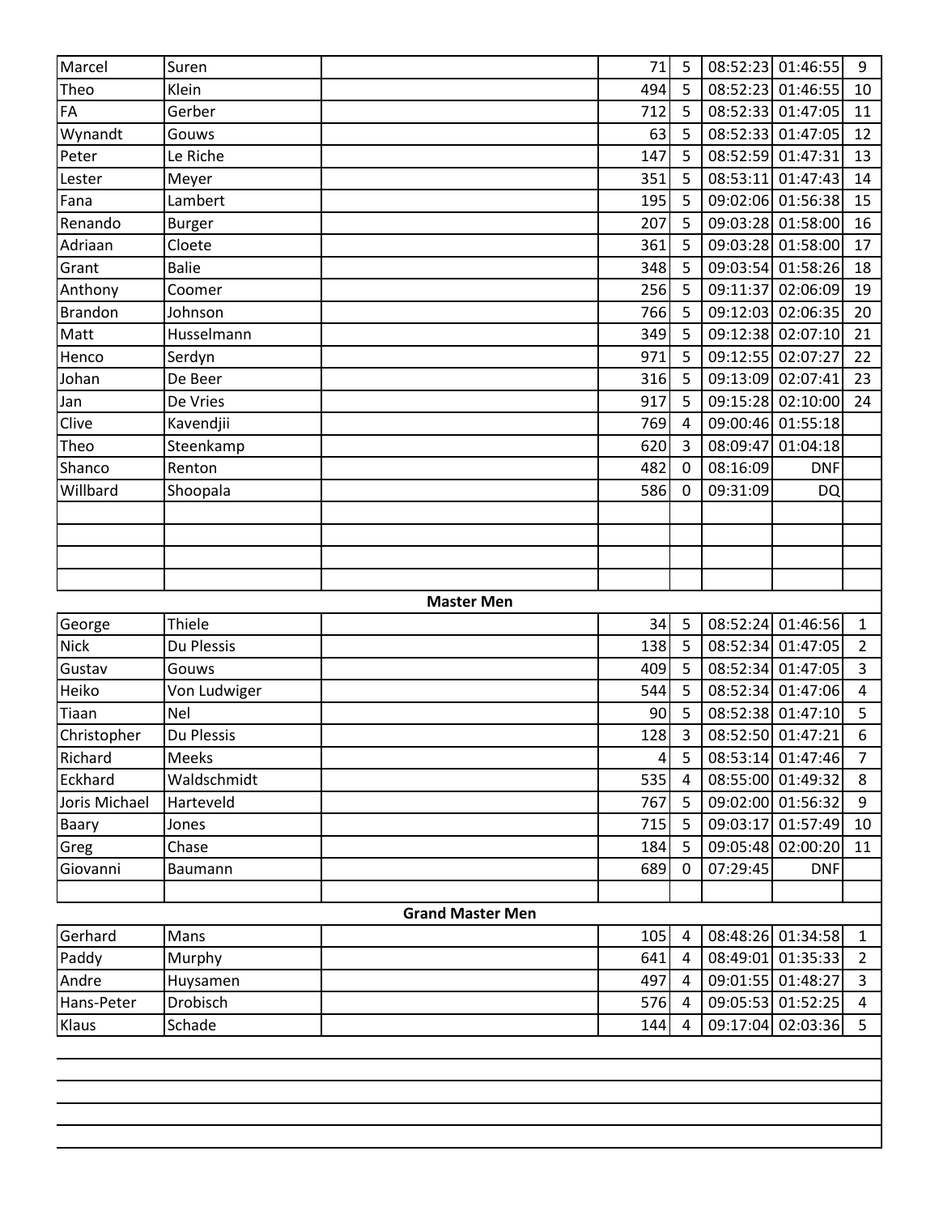| | | | | | | | |
|---|---|---|---|---|---|---|---|
| Marcel | Suren | | 71 | 5 | 08:52:23 | 01:46:55 | 9 |
| Theo | Klein | | 494 | 5 | 08:52:23 | 01:46:55 | 10 |
| FA | Gerber | | 712 | 5 | 08:52:33 | 01:47:05 | 11 |
| Wynandt | Gouws | | 63 | 5 | 08:52:33 | 01:47:05 | 12 |
| Peter | Le Riche | | 147 | 5 | 08:52:59 | 01:47:31 | 13 |
| Lester | Meyer | | 351 | 5 | 08:53:11 | 01:47:43 | 14 |
| Fana | Lambert | | 195 | 5 | 09:02:06 | 01:56:38 | 15 |
| Renando | Burger | | 207 | 5 | 09:03:28 | 01:58:00 | 16 |
| Adriaan | Cloete | | 361 | 5 | 09:03:28 | 01:58:00 | 17 |
| Grant | Balie | | 348 | 5 | 09:03:54 | 01:58:26 | 18 |
| Anthony | Coomer | | 256 | 5 | 09:11:37 | 02:06:09 | 19 |
| Brandon | Johnson | | 766 | 5 | 09:12:03 | 02:06:35 | 20 |
| Matt | Husselmann | | 349 | 5 | 09:12:38 | 02:07:10 | 21 |
| Henco | Serdyn | | 971 | 5 | 09:12:55 | 02:07:27 | 22 |
| Johan | De Beer | | 316 | 5 | 09:13:09 | 02:07:41 | 23 |
| Jan | De Vries | | 917 | 5 | 09:15:28 | 02:10:00 | 24 |
| Clive | Kavendjii | | 769 | 4 | 09:00:46 | 01:55:18 | |
| Theo | Steenkamp | | 620 | 3 | 08:09:47 | 01:04:18 | |
| Shanco | Renton | | 482 | 0 | 08:16:09 | DNF | |
| Willbard | Shoopala | | 586 | 0 | 09:31:09 | DQ | |
| | | | | | | | |
| | | | | | | | |
| | | | | | | | |
| | | | | | | | |
| **Master Men** | | | | | | | |
| George | Thiele | | 34 | 5 | 08:52:24 | 01:46:56 | 1 |
| Nick | Du Plessis | | 138 | 5 | 08:52:34 | 01:47:05 | 2 |
| Gustav | Gouws | | 409 | 5 | 08:52:34 | 01:47:05 | 3 |
| Heiko | Von Ludwiger | | 544 | 5 | 08:52:34 | 01:47:06 | 4 |
| Tiaan | Nel | | 90 | 5 | 08:52:38 | 01:47:10 | 5 |
| Christopher | Du Plessis | | 128 | 3 | 08:52:50 | 01:47:21 | 6 |
| Richard | Meeks | | 4 | 5 | 08:53:14 | 01:47:46 | 7 |
| Eckhard | Waldschmidt | | 535 | 4 | 08:55:00 | 01:49:32 | 8 |
| Joris Michael | Harteveld | | 767 | 5 | 09:02:00 | 01:56:32 | 9 |
| Baary | Jones | | 715 | 5 | 09:03:17 | 01:57:49 | 10 |
| Greg | Chase | | 184 | 5 | 09:05:48 | 02:00:20 | 11 |
| Giovanni | Baumann | | 689 | 0 | 07:29:45 | DNF | |
| | | | | | | | |
| **Grand Master Men** | | | | | | | |
| Gerhard | Mans | | 105 | 4 | 08:48:26 | 01:34:58 | 1 |
| Paddy | Murphy | | 641 | 4 | 08:49:01 | 01:35:33 | 2 |
| Andre | Huysamen | | 497 | 4 | 09:01:55 | 01:48:27 | 3 |
| Hans-Peter | Drobisch | | 576 | 4 | 09:05:53 | 01:52:25 | 4 |
| Klaus | Schade | | 144 | 4 | 09:17:04 | 02:03:36 | 5 |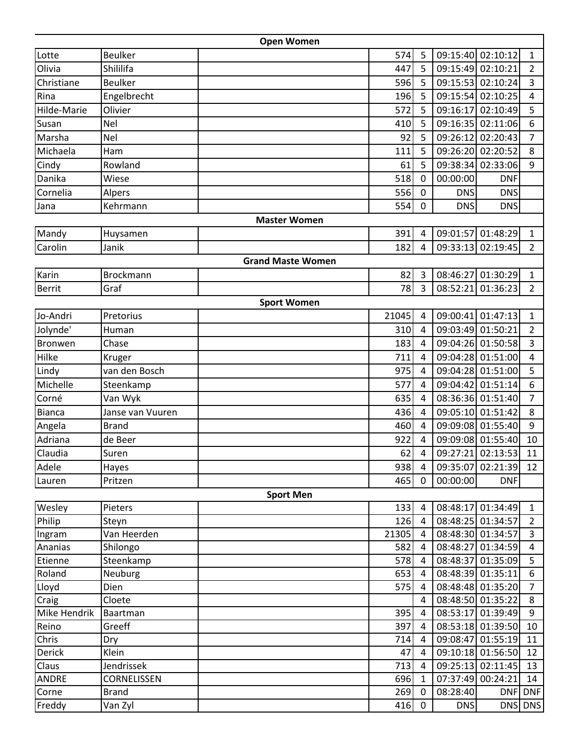| Open Women | | | | | | | |
|---|---|---|---|---|---|---|---|
| Lotte | Beulker | | 574 | 5 | 09:15:40 | 02:10:12 | 1 |
| Olivia | Shililifa | | 447 | 5 | 09:15:49 | 02:10:21 | 2 |
| Christiane | Beulker | | 596 | 5 | 09:15:53 | 02:10:24 | 3 |
| Rina | Engelbrecht | | 196 | 5 | 09:15:54 | 02:10:25 | 4 |
| Hilde-Marie | Olivier | | 572 | 5 | 09:16:17 | 02:10:49 | 5 |
| Susan | Nel | | 410 | 5 | 09:16:35 | 02:11:06 | 6 |
| Marsha | Nel | | 92 | 5 | 09:26:12 | 02:20:43 | 7 |
| Michaela | Ham | | 111 | 5 | 09:26:20 | 02:20:52 | 8 |
| Cindy | Rowland | | 61 | 5 | 09:38:34 | 02:33:06 | 9 |
| Danika | Wiese | | 518 | 0 | 00:00:00 | DNF | |
| Cornelia | Alpers | | 556 | 0 | DNS | DNS | |
| Jana | Kehrmann | | 554 | 0 | DNS | DNS | |
| **Master Women** | | | | | | | |
| Mandy | Huysamen | | 391 | 4 | 09:01:57 | 01:48:29 | 1 |
| Carolin | Janik | | 182 | 4 | 09:33:13 | 02:19:45 | 2 |
| **Grand Maste Women** | | | | | | | |
| Karin | Brockmann | | 82 | 3 | 08:46:27 | 01:30:29 | 1 |
| Berrit | Graf | | 78 | 3 | 08:52:21 | 01:36:23 | 2 |
| **Sport Women** | | | | | | | |
| Jo-Andri | Pretorius | | 21045 | 4 | 09:00:41 | 01:47:13 | 1 |
| Jolynde' | Human | | 310 | 4 | 09:03:49 | 01:50:21 | 2 |
| Bronwen | Chase | | 183 | 4 | 09:04:26 | 01:50:58 | 3 |
| Hilke | Kruger | | 711 | 4 | 09:04:28 | 01:51:00 | 4 |
| Lindy | van den Bosch | | 975 | 4 | 09:04:28 | 01:51:00 | 5 |
| Michelle | Steenkamp | | 577 | 4 | 09:04:42 | 01:51:14 | 6 |
| Corné | Van Wyk | | 635 | 4 | 08:36:36 | 01:51:40 | 7 |
| Bianca | Janse van Vuuren | | 436 | 4 | 09:05:10 | 01:51:42 | 8 |
| Angela | Brand | | 460 | 4 | 09:09:08 | 01:55:40 | 9 |
| Adriana | de Beer | | 922 | 4 | 09:09:08 | 01:55:40 | 10 |
| Claudia | Suren | | 62 | 4 | 09:27:21 | 02:13:53 | 11 |
| Adele | Hayes | | 938 | 4 | 09:35:07 | 02:21:39 | 12 |
| Lauren | Pritzen | | 465 | 0 | 00:00:00 | DNF | |
| **Sport Men** | | | | | | | |
| Wesley | Pieters | | 133 | 4 | 08:48:17 | 01:34:49 | 1 |
| Philip | Steyn | | 126 | 4 | 08:48:25 | 01:34:57 | 2 |
| Ingram | Van Heerden | | 21305 | 4 | 08:48:30 | 01:34:57 | 3 |
| Ananias | Shilongo | | 582 | 4 | 08:48:27 | 01:34:59 | 4 |
| Etienne | Steenkamp | | 578 | 4 | 08:48:37 | 01:35:09 | 5 |
| Roland | Neuburg | | 653 | 4 | 08:48:39 | 01:35:11 | 6 |
| Lloyd | Dien | | 575 | 4 | 08:48:48 | 01:35:20 | 7 |
| Craig | Cloete | | | 4 | 08:48:50 | 01:35:22 | 8 |
| Mike Hendrik | Baartman | | 395 | 4 | 08:53:17 | 01:39:49 | 9 |
| Reino | Greeff | | 397 | 4 | 08:53:18 | 01:39:50 | 10 |
| Chris | Dry | | 714 | 4 | 09:08:47 | 01:55:19 | 11 |
| Derick | Klein | | 47 | 4 | 09:10:18 | 01:56:50 | 12 |
| Claus | Jendrissek | | 713 | 4 | 09:25:13 | 02:11:45 | 13 |
| ANDRE | CORNELISSEN | | 696 | 1 | 07:37:49 | 00:24:21 | 14 |
| Corne | Brand | | 269 | 0 | 08:28:40 | DNF | DNF |
| Freddy | Van Zyl | | 416 | 0 | DNS | DNS | DNS |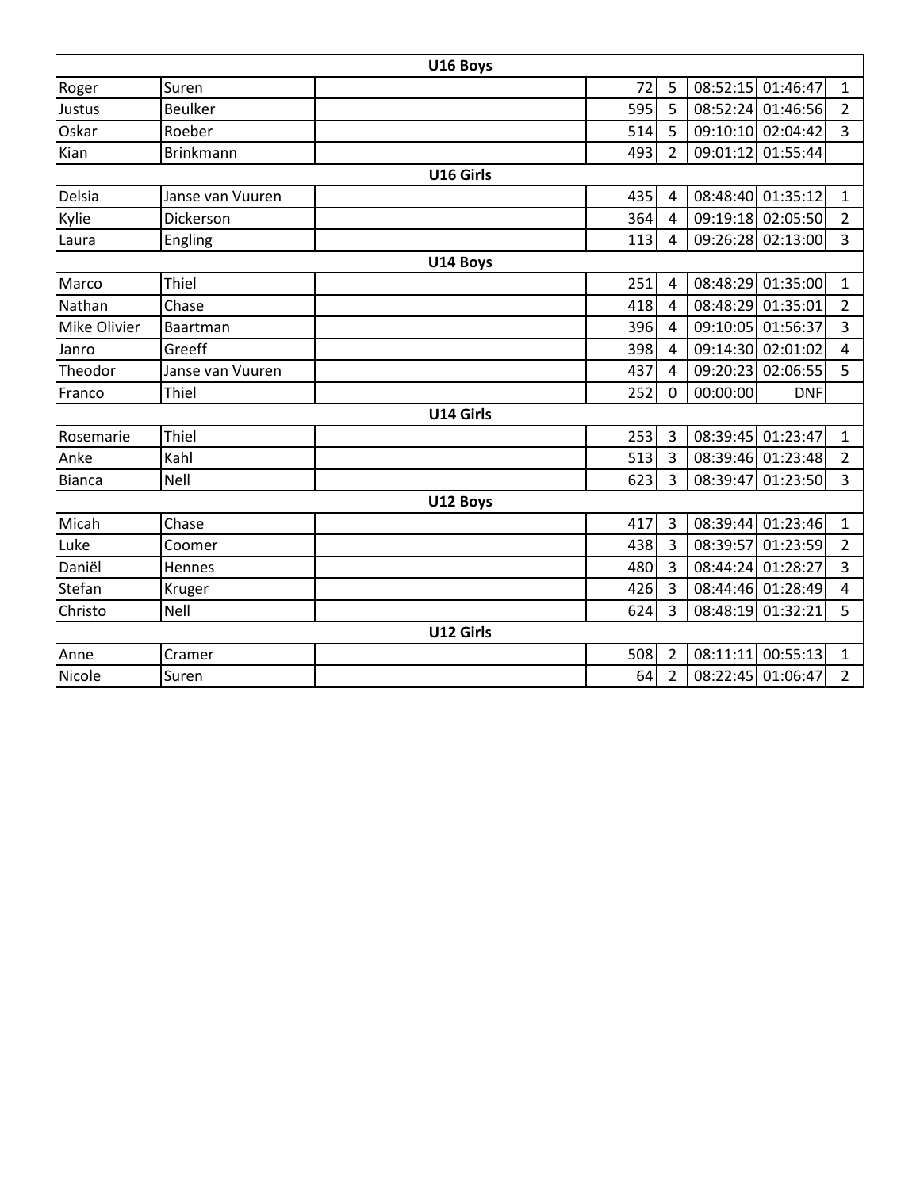| | | | | | | | |
|---|---|---|---|---|---|---|---|
| **U16 Boys** | | | | | | | |
| Roger | Suren | | 72 | 5 | 08:52:15 | 01:46:47 | 1 |
| Justus | Beulker | | 595 | 5 | 08:52:24 | 01:46:56 | 2 |
| Oskar | Roeber | | 514 | 5 | 09:10:10 | 02:04:42 | 3 |
| Kian | Brinkmann | | 493 | 2 | 09:01:12 | 01:55:44 | |
| **U16 Girls** | | | | | | | |
| Delsia | Janse van Vuuren | | 435 | 4 | 08:48:40 | 01:35:12 | 1 |
| Kylie | Dickerson | | 364 | 4 | 09:19:18 | 02:05:50 | 2 |
| Laura | Engling | | 113 | 4 | 09:26:28 | 02:13:00 | 3 |
| **U14 Boys** | | | | | | | |
| Marco | Thiel | | 251 | 4 | 08:48:29 | 01:35:00 | 1 |
| Nathan | Chase | | 418 | 4 | 08:48:29 | 01:35:01 | 2 |
| Mike Olivier | Baartman | | 396 | 4 | 09:10:05 | 01:56:37 | 3 |
| Janro | Greeff | | 398 | 4 | 09:14:30 | 02:01:02 | 4 |
| Theodor | Janse van Vuuren | | 437 | 4 | 09:20:23 | 02:06:55 | 5 |
| Franco | Thiel | | 252 | 0 | 00:00:00 | DNF | |
| **U14 Girls** | | | | | | | |
| Rosemarie | Thiel | | 253 | 3 | 08:39:45 | 01:23:47 | 1 |
| Anke | Kahl | | 513 | 3 | 08:39:46 | 01:23:48 | 2 |
| Bianca | Nell | | 623 | 3 | 08:39:47 | 01:23:50 | 3 |
| **U12 Boys** | | | | | | | |
| Micah | Chase | | 417 | 3 | 08:39:44 | 01:23:46 | 1 |
| Luke | Coomer | | 438 | 3 | 08:39:57 | 01:23:59 | 2 |
| Daniël | Hennes | | 480 | 3 | 08:44:24 | 01:28:27 | 3 |
| Stefan | Kruger | | 426 | 3 | 08:44:46 | 01:28:49 | 4 |
| Christo | Nell | | 624 | 3 | 08:48:19 | 01:32:21 | 5 |
| **U12 Girls** | | | | | | | |
| Anne | Cramer | | 508 | 2 | 08:11:11 | 00:55:13 | 1 |
| Nicole | Suren | | 64 | 2 | 08:22:45 | 01:06:47 | 2 |